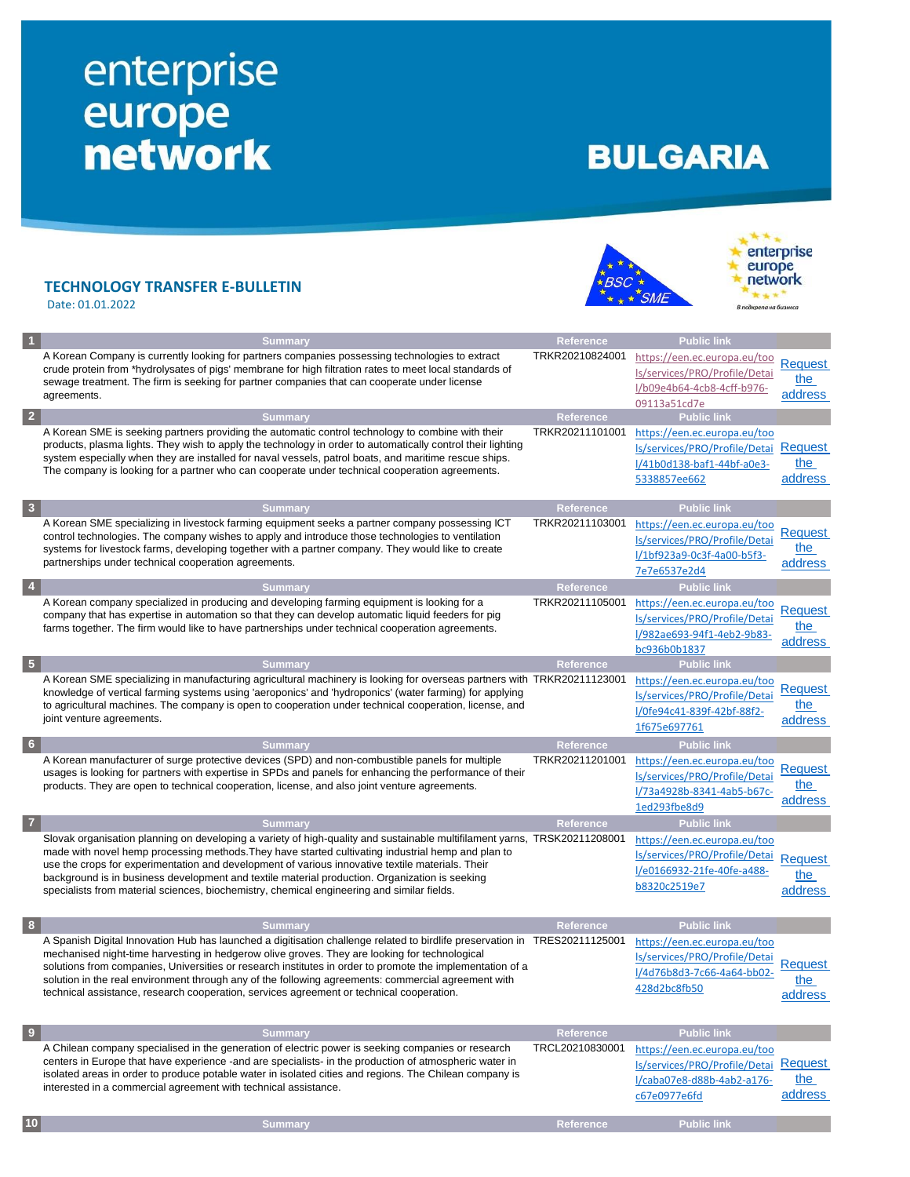# enterprise europe network

# BULGARIA

## TECHNOLOGY TRANSFER E-BULLETIN

Date: 01.01.2022

| # | Summary | Reference | Public link | |
|---|---|---|---|---|
| 1 | A Korean Company is currently looking for partners companies possessing technologies to extract crude protein from *hydrolysates of pigs' membrane for high filtration rates to meet local standards of sewage treatment. The firm is seeking for partner companies that can cooperate under license agreements. | TRKR20210824001 | https://een.ec.europa.eu/tools/services/PRO/Profile/Detail/b09e4b64-4cb8-4cff-b976-09113a51cd7e | Request the address |
| 2 | A Korean SME is seeking partners providing the automatic control technology to combine with their products, plasma lights. They wish to apply the technology in order to automatically control their lighting system especially when they are installed for naval vessels, patrol boats, and maritime rescue ships. The company is looking for a partner who can cooperate under technical cooperation agreements. | TRKR20211101001 | https://een.ec.europa.eu/tools/services/PRO/Profile/Detail/41b0d138-baf1-44bf-a0e3-5338857ee662 | Request the address |
| 3 | A Korean SME specializing in livestock farming equipment seeks a partner company possessing ICT control technologies. The company wishes to apply and introduce those technologies to ventilation systems for livestock farms, developing together with a partner company. They would like to create partnerships under technical cooperation agreements. | TRKR20211103001 | https://een.ec.europa.eu/tools/services/PRO/Profile/Detail/1bf923a9-0c3f-4a00-b5f3-7e7e6537e2d4 | Request the address |
| 4 | A Korean company specialized in producing and developing farming equipment is looking for a company that has expertise in automation so that they can develop automatic liquid feeders for pig farms together. The firm would like to have partnerships under technical cooperation agreements. | TRKR20211105001 | https://een.ec.europa.eu/tools/services/PRO/Profile/Detail/982ae693-94f1-4eb2-9b83-bc936b0b1837 | Request the address |
| 5 | A Korean SME specializing in manufacturing agricultural machinery is looking for overseas partners with knowledge of vertical farming systems using 'aeroponics' and 'hydroponics' (water farming) for applying to agricultural machines. The company is open to cooperation under technical cooperation, license, and joint venture agreements. | TRKR20211123001 | https://een.ec.europa.eu/tools/services/PRO/Profile/Detail/0fe94c41-839f-42bf-88f2-1f675e697761 | Request the address |
| 6 | A Korean manufacturer of surge protective devices (SPD) and non-combustible panels for multiple usages is looking for partners with expertise in SPDs and panels for enhancing the performance of their products. They are open to technical cooperation, license, and also joint venture agreements. | TRKR20211201001 | https://een.ec.europa.eu/tools/services/PRO/Profile/Detail/73a4928b-8341-4ab5-b67c-1ed293fbe8d9 | Request the address |
| 7 | Slovak organisation planning on developing a variety of high-quality and sustainable multifilament yarns, made with novel hemp processing methods.They have started cultivating industrial hemp and plan to use the crops for experimentation and development of various innovative textile materials. Their background is in business development and textile material production. Organization is seeking specialists from material sciences, biochemistry, chemical engineering and similar fields. | TRSK20211208001 | https://een.ec.europa.eu/tools/services/PRO/Profile/Detail/e0166932-21fe-40fe-a488-b8320c2519e7 | Request the address |
| 8 | A Spanish Digital Innovation Hub has launched a digitisation challenge related to birdlife preservation in mechanised night-time harvesting in hedgerow olive groves. They are looking for technological solutions from companies, Universities or research institutes in order to promote the implementation of a solution in the real environment through any of the following agreements: commercial agreement with technical assistance, research cooperation, services agreement or technical cooperation. | TRES20211125001 | https://een.ec.europa.eu/tools/services/PRO/Profile/Detail/4d76b8d3-7c66-4a64-bb02-428d2bc8fb50 | Request the address |
| 9 | A Chilean company specialised in the generation of electric power is seeking companies or research centers in Europe that have experience -and are specialists- in the production of atmospheric water in isolated areas in order to produce potable water in isolated cities and regions. The Chilean company is interested in a commercial agreement with technical assistance. | TRCL20210830001 | https://een.ec.europa.eu/tools/services/PRO/Profile/Detail/caba07e8-d88b-4ab2-a176-c67e0977e6fd | Request the address |
| 10 | Summary | Reference | Public link | |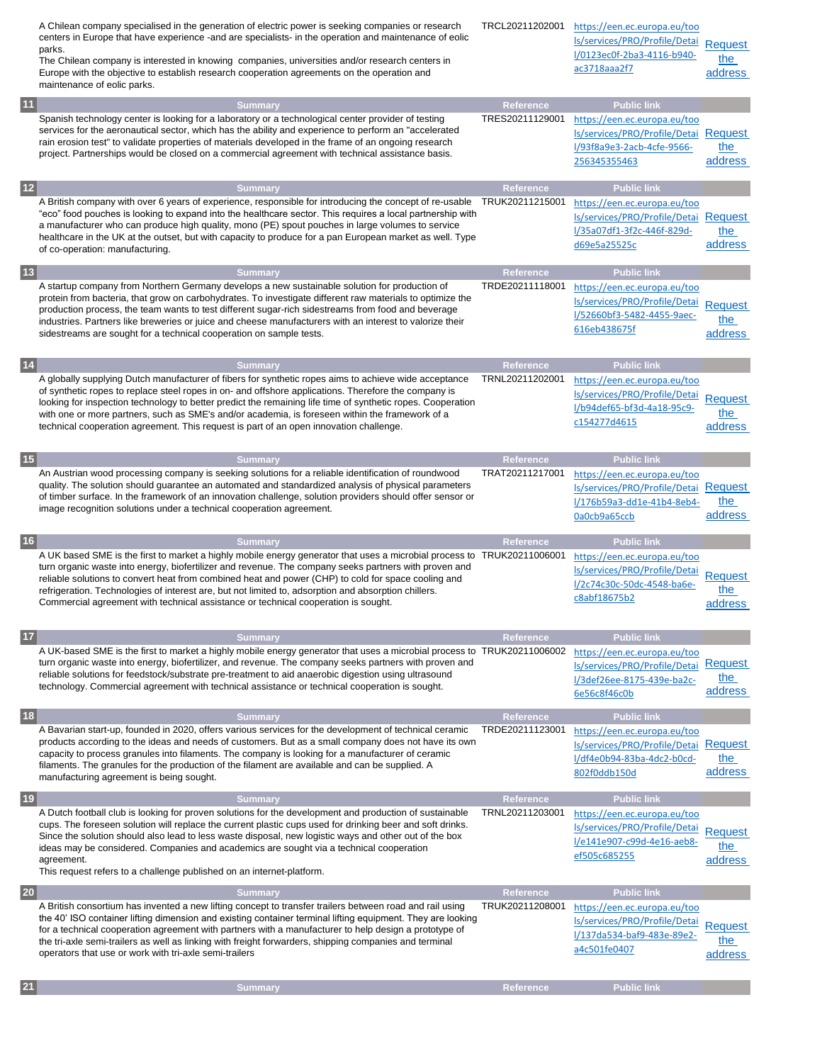| | Summary | Reference | Public link | |
|---|---|---|---|---|
| | A Chilean company specialised in the generation of electric power is seeking companies or research centers in Europe that have experience -and are specialists- in the operation and maintenance of eolic parks.<br>The Chilean company is interested in knowing companies, universities and/or research centers in Europe with the objective to establish research cooperation agreements on the operation and maintenance of eolic parks. | TRCL20211202001 | https://een.ec.europa.eu/tools/services/PRO/Profile/Detail/0123ec0f-2ba3-4116-b940-ac3718aaa2f7 | Request the address |

| 11 | Summary | Reference | Public link | |
|---|---|---|---|---|
| | Spanish technology center is looking for a laboratory or a technological center provider of testing services for the aeronautical sector, which has the ability and experience to perform an "accelerated rain erosion test" to validate properties of materials developed in the frame of an ongoing research project. Partnerships would be closed on a commercial agreement with technical assistance basis. | TRES20211129001 | https://een.ec.europa.eu/tools/services/PRO/Profile/Detail/93f8a9e3-2acb-4cfe-9566-256345355463 | Request the address |

| 12 | Summary | Reference | Public link | |
|---|---|---|---|---|
| | A British company with over 6 years of experience, responsible for introducing the concept of re-usable "eco" food pouches is looking to expand into the healthcare sector. This requires a local partnership with a manufacturer who can produce high quality, mono (PE) spout pouches in large volumes to service healthcare in the UK at the outset, but with capacity to produce for a pan European market as well. Type of co-operation: manufacturing. | TRUK20211215001 | https://een.ec.europa.eu/tools/services/PRO/Profile/Detail/35a07df1-3f2c-446f-829d-d69e5a25525c | Request the address |

| 13 | Summary | Reference | Public link | |
|---|---|---|---|---|
| | A startup company from Northern Germany develops a new sustainable solution for production of protein from bacteria, that grow on carbohydrates. To investigate different raw materials to optimize the production process, the team wants to test different sugar-rich sidestreams from food and beverage industries. Partners like breweries or juice and cheese manufacturers with an interest to valorize their sidestreams are sought for a technical cooperation on sample tests. | TRDE20211118001 | https://een.ec.europa.eu/tools/services/PRO/Profile/Detail/52660bf3-5482-4455-9aec-616eb438675f | Request the address |

| 14 | Summary | Reference | Public link | |
|---|---|---|---|---|
| | A globally supplying Dutch manufacturer of fibers for synthetic ropes aims to achieve wide acceptance of synthetic ropes to replace steel ropes in on- and offshore applications. Therefore the company is looking for inspection technology to better predict the remaining life time of synthetic ropes. Cooperation with one or more partners, such as SME's and/or academia, is foreseen within the framework of a technical cooperation agreement. This request is part of an open innovation challenge. | TRNL20211202001 | https://een.ec.europa.eu/tools/services/PRO/Profile/Detail/b94def65-bf3d-4a18-95c9-c154277d4615 | Request the address |

| 15 | Summary | Reference | Public link | |
|---|---|---|---|---|
| | An Austrian wood processing company is seeking solutions for a reliable identification of roundwood quality. The solution should guarantee an automated and standardized analysis of physical parameters of timber surface. In the framework of an innovation challenge, solution providers should offer sensor or image recognition solutions under a technical cooperation agreement. | TRAT20211217001 | https://een.ec.europa.eu/tools/services/PRO/Profile/Detail/176b59a3-dd1e-41b4-8eb4-0a0cb9a65ccb | Request the address |

| 16 | Summary | Reference | Public link | |
|---|---|---|---|---|
| | A UK based SME is the first to market a highly mobile energy generator that uses a microbial process to turn organic waste into energy, biofertilizer and revenue. The company seeks partners with proven and reliable solutions to convert heat from combined heat and power (CHP) to cold for space cooling and refrigeration. Technologies of interest are, but not limited to, adsorption and absorption chillers. Commercial agreement with technical assistance or technical cooperation is sought. | TRUK20211006001 | https://een.ec.europa.eu/tools/services/PRO/Profile/Detail/2c74c30c-50dc-4548-ba6e-c8abf18675b2 | Request the address |

| 17 | Summary | Reference | Public link | |
|---|---|---|---|---|
| | A UK-based SME is the first to market a highly mobile energy generator that uses a microbial process to turn organic waste into energy, biofertilizer, and revenue. The company seeks partners with proven and reliable solutions for feedstock/substrate pre-treatment to aid anaerobic digestion using ultrasound technology. Commercial agreement with technical assistance or technical cooperation is sought. | TRUK20211006002 | https://een.ec.europa.eu/tools/services/PRO/Profile/Detail/3def26ee-8175-439e-ba2c-6e56c8f46c0b | Request the address |

| 18 | Summary | Reference | Public link | |
|---|---|---|---|---|
| | A Bavarian start-up, founded in 2020, offers various services for the development of technical ceramic products according to the ideas and needs of customers. But as a small company does not have its own capacity to process granules into filaments. The company is looking for a manufacturer of ceramic filaments. The granules for the production of the filament are available and can be supplied. A manufacturing agreement is being sought. | TRDE20211123001 | https://een.ec.europa.eu/tools/services/PRO/Profile/Detail/df4e0b94-83ba-4dc2-b0cd-802f0ddb150d | Request the address |

| 19 | Summary | Reference | Public link | |
|---|---|---|---|---|
| | A Dutch football club is looking for proven solutions for the development and production of sustainable cups. The foreseen solution will replace the current plastic cups used for drinking beer and soft drinks. Since the solution should also lead to less waste disposal, new logistic ways and other out of the box ideas may be considered. Companies and academics are sought via a technical cooperation agreement.<br>This request refers to a challenge published on an internet-platform. | TRNL20211203001 | https://een.ec.europa.eu/tools/services/PRO/Profile/Detail/e141e907-c99d-4e16-aeb8-ef505c685255 | Request the address |

| 20 | Summary | Reference | Public link | |
|---|---|---|---|---|
| | A British consortium has invented a new lifting concept to transfer trailers between road and rail using the 40' ISO container lifting dimension and existing container terminal lifting equipment. They are looking for a technical cooperation agreement with partners with a manufacturer to help design a prototype of the tri-axle semi-trailers as well as linking with freight forwarders, shipping companies and terminal operators that use or work with tri-axle semi-trailers | TRUK20211208001 | https://een.ec.europa.eu/tools/services/PRO/Profile/Detail/137da534-baf9-483e-89e2-a4c501fe0407 | Request the address |

| 21 | Summary | Reference | Public link | |
|---|---|---|---|---|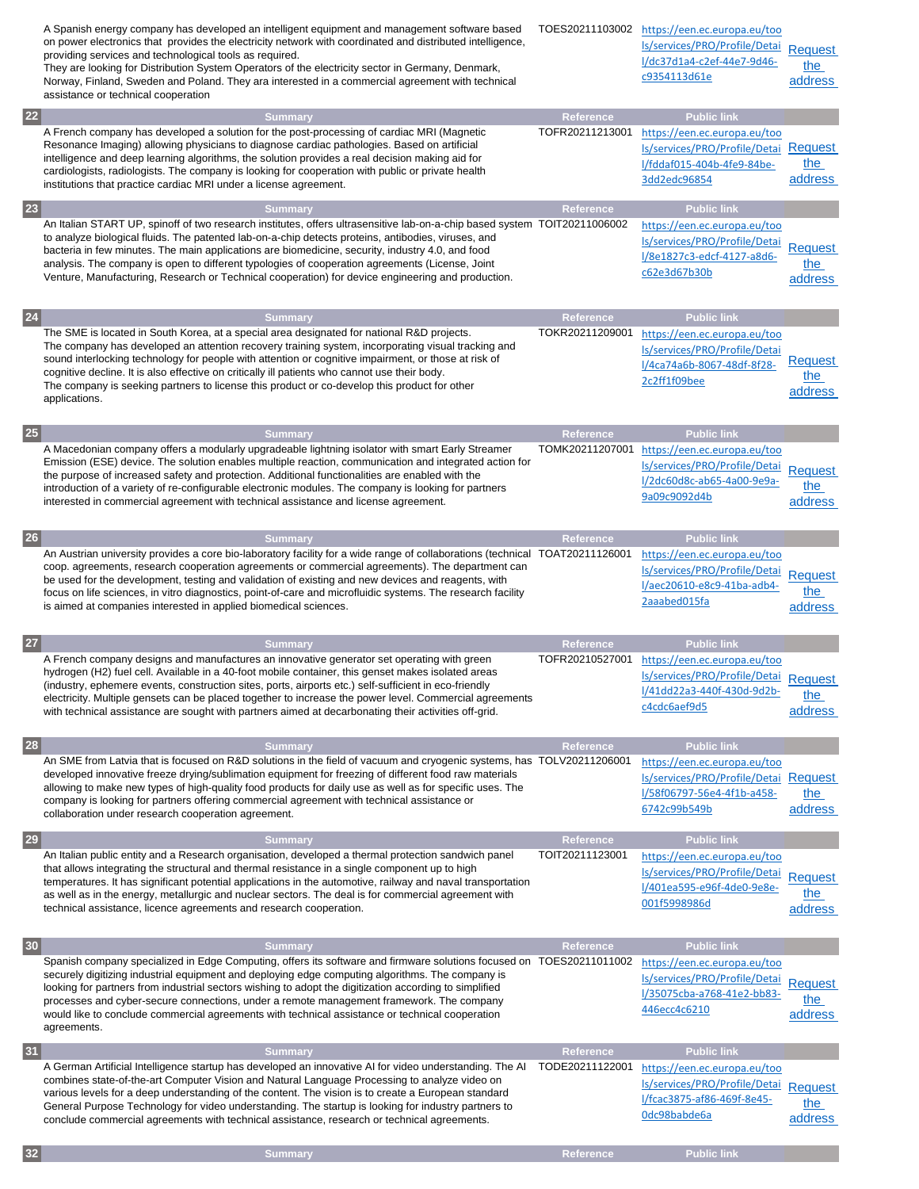| | Summary | Reference | Public link | |
|---|---|---|---|---|
| | A Spanish energy company has developed an intelligent equipment and management software based on power electronics that provides the electricity network with coordinated and distributed intelligence, providing services and technological tools as required. They are looking for Distribution System Operators of the electricity sector in Germany, Denmark, Norway, Finland, Sweden and Poland. They ara interested in a commercial agreement with technical assistance or technical cooperation | TOES20211103002 | https://een.ec.europa.eu/tools/services/PRO/Profile/Detail/dc37d1a4-c2ef-44e7-9d46-c9354113d61e | Request the address |
| 22 | A French company has developed a solution for the post-processing of cardiac MRI (Magnetic Resonance Imaging) allowing physicians to diagnose cardiac pathologies. Based on artificial intelligence and deep learning algorithms, the solution provides a real decision making aid for cardiologists, radiologists. The company is looking for cooperation with public or private health institutions that practice cardiac MRI under a license agreement. | TOFR20211213001 | https://een.ec.europa.eu/tools/services/PRO/Profile/Detail/fddaf015-404b-4fe9-84be-3dd2edc96854 | Request the address |
| 23 | An Italian START UP, spinoff of two research institutes, offers ultrasensitive lab-on-a-chip based system to analyze biological fluids. The patented lab-on-a-chip detects proteins, antibodies, viruses, and bacteria in few minutes. The main applications are biomedicine, security, industry 4.0, and food analysis. The company is open to different typologies of cooperation agreements (License, Joint Venture, Manufacturing, Research or Technical cooperation) for device engineering and production. | TOIT20211006002 | https://een.ec.europa.eu/tools/services/PRO/Profile/Detail/8e1827c3-edcf-4127-a8d6-c62e3d67b30b | Request the address |
| 24 | The SME is located in South Korea, at a special area designated for national R&D projects. The company has developed an attention recovery training system, incorporating visual tracking and sound interlocking technology for people with attention or cognitive impairment, or those at risk of cognitive decline. It is also effective on critically ill patients who cannot use their body. The company is seeking partners to license this product or co-develop this product for other applications. | TOKR20211209001 | https://een.ec.europa.eu/tools/services/PRO/Profile/Detail/4ca74a6b-8067-48df-8f28-2c2ff1f09bee | Request the address |
| 25 | A Macedonian company offers a modularly upgradeable lightning isolator with smart Early Streamer Emission (ESE) device. The solution enables multiple reaction, communication and integrated action for the purpose of increased safety and protection. Additional functionalities are enabled with the introduction of a variety of re-configurable electronic modules. The company is looking for partners interested in commercial agreement with technical assistance and license agreement. | TOMK20211207001 | https://een.ec.europa.eu/tools/services/PRO/Profile/Detail/2dc60d8c-ab65-4a00-9e9a-9a09c9092d4b | Request the address |
| 26 | An Austrian university provides a core bio-laboratory facility for a wide range of collaborations (technical coop. agreements, research cooperation agreements or commercial agreements). The department can be used for the development, testing and validation of existing and new devices and reagents, with focus on life sciences, in vitro diagnostics, point-of-care and microfluidic systems. The research facility is aimed at companies interested in applied biomedical sciences. | TOAT20211126001 | https://een.ec.europa.eu/tools/services/PRO/Profile/Detail/aec20610-e8c9-41ba-adb4-2aaabed015fa | Request the address |
| 27 | A French company designs and manufactures an innovative generator set operating with green hydrogen (H2) fuel cell. Available in a 40-foot mobile container, this genset makes isolated areas (industry, ephemere events, construction sites, ports, airports etc.) self-sufficient in eco-friendly electricity. Multiple gensets can be placed together to increase the power level. Commercial agreements with technical assistance are sought with partners aimed at decarbonating their activities off-grid. | TOFR20210527001 | https://een.ec.europa.eu/tools/services/PRO/Profile/Detail/41dd22a3-440f-430d-9d2b-c4cdc6aef9d5 | Request the address |
| 28 | An SME from Latvia that is focused on R&D solutions in the field of vacuum and cryogenic systems, has developed innovative freeze drying/sublimation equipment for freezing of different food raw materials allowing to make new types of high-quality food products for daily use as well as for specific uses. The company is looking for partners offering commercial agreement with technical assistance or collaboration under research cooperation agreement. | TOLV20211206001 | https://een.ec.europa.eu/tools/services/PRO/Profile/Detail/58f06797-56e4-4f1b-a458-6742c99b549b | Request the address |
| 29 | An Italian public entity and a Research organisation, developed a thermal protection sandwich panel that allows integrating the structural and thermal resistance in a single component up to high temperatures. It has significant potential applications in the automotive, railway and naval transportation as well as in the energy, metallurgic and nuclear sectors. The deal is for commercial agreement with technical assistance, licence agreements and research cooperation. | TOIT20211123001 | https://een.ec.europa.eu/tools/services/PRO/Profile/Detail/401ea595-e96f-4de0-9e8e-001f5998986d | Request the address |
| 30 | Spanish company specialized in Edge Computing, offers its software and firmware solutions focused on securely digitizing industrial equipment and deploying edge computing algorithms. The company is looking for partners from industrial sectors wishing to adopt the digitization according to simplified processes and cyber-secure connections, under a remote management framework. The company would like to conclude commercial agreements with technical assistance or technical cooperation agreements. | TOES20211011002 | https://een.ec.europa.eu/tools/services/PRO/Profile/Detail/35075cba-a768-41e2-bb83-446ecc4c6210 | Request the address |
| 31 | A German Artificial Intelligence startup has developed an innovative AI for video understanding. The AI combines state-of-the-art Computer Vision and Natural Language Processing to analyze video on various levels for a deep understanding of the content. The vision is to create a European standard General Purpose Technology for video understanding. The startup is looking for industry partners to conclude commercial agreements with technical assistance, research or technical agreements. | TODE20211122001 | https://een.ec.europa.eu/tools/services/PRO/Profile/Detail/fcac3875-af86-469f-8e45-0dc98babde6a | Request the address |
| 32 | | | | |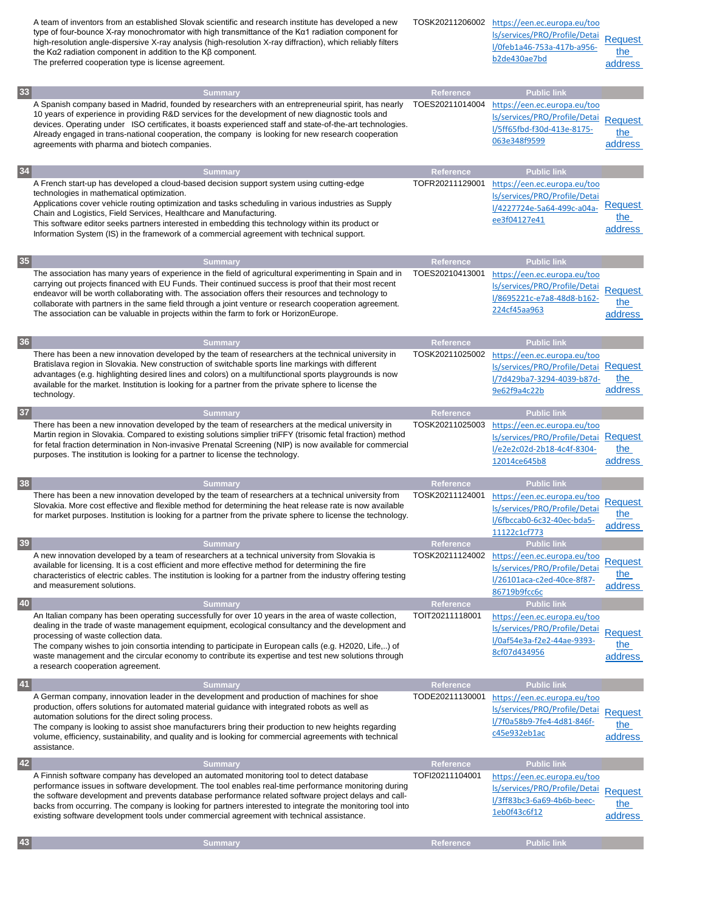| | Summary | Reference | Public link | |
|---|---|---|---|---|
| | A team of inventors from an established Slovak scientific and research institute has developed a new type of four-bounce X-ray monochromator with high transmittance of the Kα1 radiation component for high-resolution angle-dispersive X-ray analysis (high-resolution X-ray diffraction), which reliably filters the Kα2 radiation component in addition to the Kβ component. The preferred cooperation type is license agreement. | TOSK20211206002 | https://een.ec.europa.eu/tools/services/PRO/Profile/Detail/0feb1a46-753a-417b-a956-b2de430ae7bd | Request the address |
| 33 | A Spanish company based in Madrid, founded by researchers with an entrepreneurial spirit, has nearly 10 years of experience in providing R&D services for the development of new diagnostic tools and devices. Operating under ISO certificates, it boasts experienced staff and state-of-the-art technologies. Already engaged in trans-national cooperation, the company is looking for new research cooperation agreements with pharma and biotech companies. | TOES20211014004 | https://een.ec.europa.eu/tools/services/PRO/Profile/Detail/5ff65fbd-f30d-413e-8175-063e348f9599 | Request the address |
| 34 | A French start-up has developed a cloud-based decision support system using cutting-edge technologies in mathematical optimization. Applications cover vehicle routing optimization and tasks scheduling in various industries as Supply Chain and Logistics, Field Services, Healthcare and Manufacturing. This software editor seeks partners interested in embedding this technology within its product or Information System (IS) in the framework of a commercial agreement with technical support. | TOFR20211129001 | https://een.ec.europa.eu/tools/services/PRO/Profile/Detail/4227724e-5a64-499c-a04a-ee3f04127e41 | Request the address |
| 35 | The association has many years of experience in the field of agricultural experimenting in Spain and in carrying out projects financed with EU Funds. Their continued success is proof that their most recent endeavor will be worth collaborating with. The association offers their resources and technology to collaborate with partners in the same field through a joint venture or research cooperation agreement. The association can be valuable in projects within the farm to fork or HorizonEurope. | TOES20210413001 | https://een.ec.europa.eu/tools/services/PRO/Profile/Detail/8695221c-e7a8-48d8-b162-224cf45aa963 | Request the address |
| 36 | There has been a new innovation developed by the team of researchers at the technical university in Bratislava region in Slovakia. New construction of switchable sports line markings with different advantages (e.g. highlighting desired lines and colors) on a multifunctional sports playgrounds is now available for the market. Institution is looking for a partner from the private sphere to license the technology. | TOSK20211025002 | https://een.ec.europa.eu/tools/services/PRO/Profile/Detail/7d429ba7-3294-4039-b87d-9e62f9a4c22b | Request the address |
| 37 | There has been a new innovation developed by the team of researchers at the medical university in Martin region in Slovakia. Compared to existing solutions simplier triFFY (trisomic fetal fraction) method for fetal fraction determination in Non-invasive Prenatal Screening (NIP) is now available for commercial purposes. The institution is looking for a partner to license the technology. | TOSK20211025003 | https://een.ec.europa.eu/tools/services/PRO/Profile/Detail/e2e2c02d-2b18-4c4f-8304-12014ce645b8 | Request the address |
| 38 | There has been a new innovation developed by the team of researchers at a technical university from Slovakia. More cost effective and flexible method for determining the heat release rate is now available for market purposes. Institution is looking for a partner from the private sphere to license the technology. | TOSK20211124001 | https://een.ec.europa.eu/tools/services/PRO/Profile/Detail/6fbccab0-6c32-40ec-bda5-11122c1cf773 | Request the address |
| 39 | A new innovation developed by a team of researchers at a technical university from Slovakia is available for licensing. It is a cost efficient and more effective method for determining the fire characteristics of electric cables. The institution is looking for a partner from the industry offering testing and measurement solutions. | TOSK20211124002 | https://een.ec.europa.eu/tools/services/PRO/Profile/Detail/26101aca-c2ed-40ce-8f87-86719b9fcc6c | Request the address |
| 40 | An Italian company has been operating successfully for over 10 years in the area of waste collection, dealing in the trade of waste management equipment, ecological consultancy and the development and processing of waste collection data. The company wishes to join consortia intending to participate in European calls (e.g. H2020, Life,..) of waste management and the circular economy to contribute its expertise and test new solutions through a research cooperation agreement. | TOIT20211118001 | https://een.ec.europa.eu/tools/services/PRO/Profile/Detail/0af54e3a-f2e2-44ae-9393-8cf07d434956 | Request the address |
| 41 | A German company, innovation leader in the development and production of machines for shoe production, offers solutions for automated material guidance with integrated robots as well as automation solutions for the direct soling process. The company is looking to assist shoe manufacturers bring their production to new heights regarding volume, efficiency, sustainability, and quality and is looking for commercial agreements with technical assistance. | TODE20211130001 | https://een.ec.europa.eu/tools/services/PRO/Profile/Detail/7f0a58b9-7fe4-4d81-846f-c45e932eb1ac | Request the address |
| 42 | A Finnish software company has developed an automated monitoring tool to detect database performance issues in software development. The tool enables real-time performance monitoring during the software development and prevents database performance related software project delays and call-backs from occurring. The company is looking for partners interested to integrate the monitoring tool into existing software development tools under commercial agreement with technical assistance. | TOFI20211104001 | https://een.ec.europa.eu/tools/services/PRO/Profile/Detail/3ff83bc3-6a69-4b6b-beec-1eb0f43c6f12 | Request the address |
| 43 | | | | |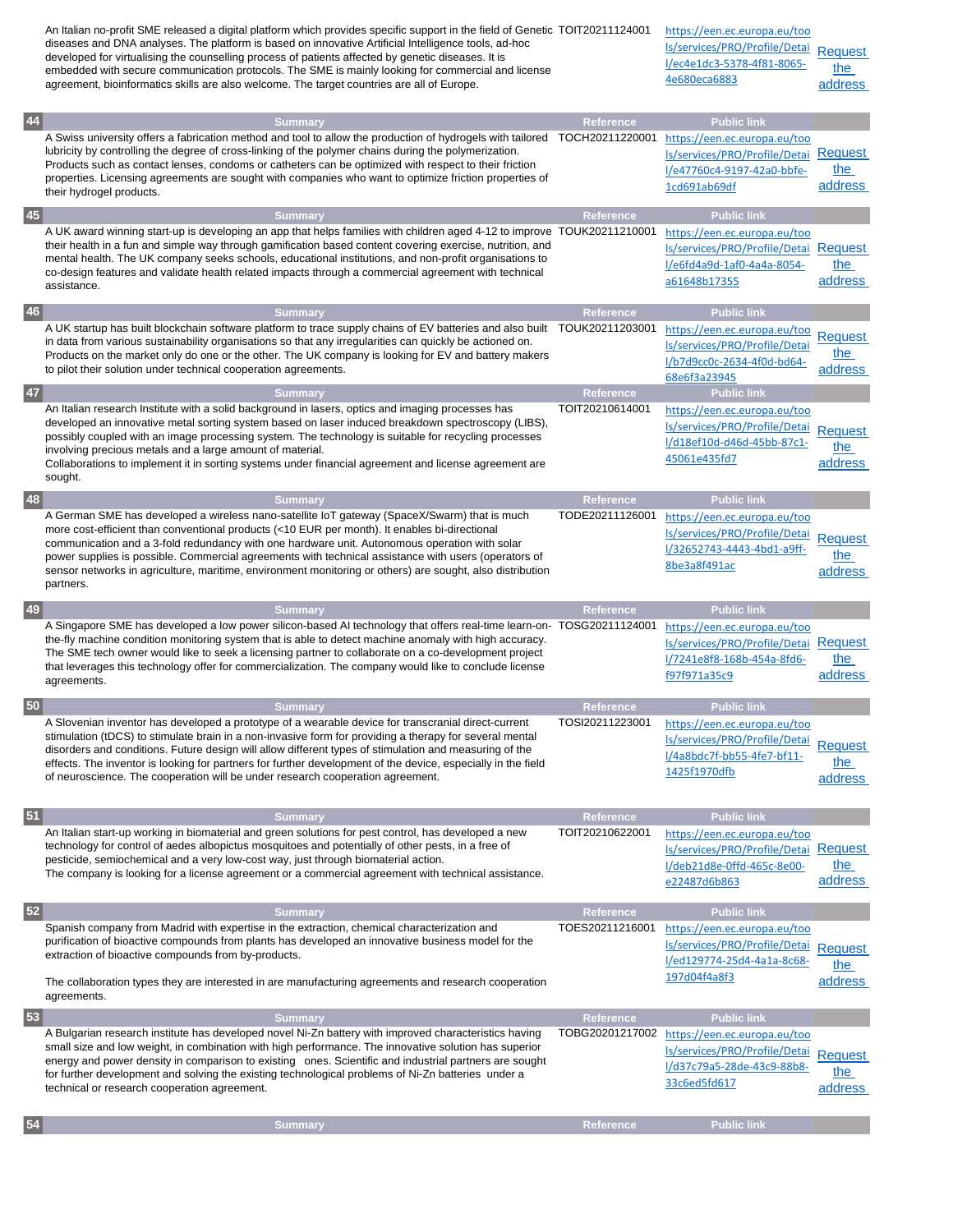| | | | |
|---|---|---|---|
| An Italian no-profit SME released a digital platform which provides specific support in the field of Genetic diseases and DNA analyses. The platform is based on innovative Artificial Intelligence tools, ad-hoc developed for virtualising the counselling process of patients affected by genetic diseases. It is embedded with secure communication protocols. The SME is mainly looking for commercial and license agreement, bioinformatics skills are also welcome. The target countries are all of Europe. | TOIT20211124001 | https://een.ec.europa.eu/tools/services/PRO/Profile/Detail/ec4e1dc3-5378-4f81-8065-4e680eca6883 | Request the address |

| 44 Summary | Reference | Public link | |
|---|---|---|---|
| A Swiss university offers a fabrication method and tool to allow the production of hydrogels with tailored lubricity by controlling the degree of cross-linking of the polymer chains during the polymerization. Products such as contact lenses, condoms or catheters can be optimized with respect to their friction properties. Licensing agreements are sought with companies who want to optimize friction properties of their hydrogel products. | TOCH20211220001 | https://een.ec.europa.eu/tools/services/PRO/Profile/Detail/e47760c4-9197-42a0-bbfe-1cd691ab69df | Request the address |

| 45 Summary | Reference | Public link | |
|---|---|---|---|
| A UK award winning start-up is developing an app that helps families with children aged 4-12 to improve their health in a fun and simple way through gamification based content covering exercise, nutrition, and mental health. The UK company seeks schools, educational institutions, and non-profit organisations to co-design features and validate health related impacts through a commercial agreement with technical assistance. | TOUK20211210001 | https://een.ec.europa.eu/tools/services/PRO/Profile/Detail/e6fd4a9d-1af0-4a4a-8054-a61648b17355 | Request the address |

| 46 Summary | Reference | Public link | |
|---|---|---|---|
| A UK startup has built blockchain software platform to trace supply chains of EV batteries and also built in data from various sustainability organisations so that any irregularities can quickly be actioned on. Products on the market only do one or the other. The UK company is looking for EV and battery makers to pilot their solution under technical cooperation agreements. | TOUK20211203001 | https://een.ec.europa.eu/tools/services/PRO/Profile/Detail/b7d9cc0c-2634-4f0d-bd64-68e6f3a23945 | Request the address |

| 47 Summary | Reference | Public link | |
|---|---|---|---|
| An Italian research Institute with a solid background in lasers, optics and imaging processes has developed an innovative metal sorting system based on laser induced breakdown spectroscopy (LIBS), possibly coupled with an image processing system. The technology is suitable for recycling processes involving precious metals and a large amount of material.<br>Collaborations to implement it in sorting systems under financial agreement and license agreement are sought. | TOIT20210614001 | https://een.ec.europa.eu/tools/services/PRO/Profile/Detail/d18ef10d-d46d-45bb-87c1-45061e435fd7 | Request the address |

| 48 Summary | Reference | Public link | |
|---|---|---|---|
| A German SME has developed a wireless nano-satellite IoT gateway (SpaceX/Swarm) that is much more cost-efficient than conventional products (<10 EUR per month). It enables bi-directional communication and a 3-fold redundancy with one hardware unit. Autonomous operation with solar power supplies is possible. Commercial agreements with technical assistance with users (operators of sensor networks in agriculture, maritime, environment monitoring or others) are sought, also distribution partners. | TODE20211126001 | https://een.ec.europa.eu/tools/services/PRO/Profile/Detail/32652743-4443-4bd1-a9ff-8be3a8f491ac | Request the address |

| 49 Summary | Reference | Public link | |
|---|---|---|---|
| A Singapore SME has developed a low power silicon-based AI technology that offers real-time learn-on-the-fly machine condition monitoring system that is able to detect machine anomaly with high accuracy. The SME tech owner would like to seek a licensing partner to collaborate on a co-development project that leverages this technology offer for commercialization. The company would like to conclude license agreements. | TOSG20211124001 | https://een.ec.europa.eu/tools/services/PRO/Profile/Detail/7241e8f8-168b-454a-8fd6-f97f971a35c9 | Request the address |

| 50 Summary | Reference | Public link | |
|---|---|---|---|
| A Slovenian inventor has developed a prototype of a wearable device for transcranial direct-current stimulation (tDCS) to stimulate brain in a non-invasive form for providing a therapy for several mental disorders and conditions. Future design will allow different types of stimulation and measuring of the effects. The inventor is looking for partners for further development of the device, especially in the field of neuroscience. The cooperation will be under research cooperation agreement. | TOSI20211223001 | https://een.ec.europa.eu/tools/services/PRO/Profile/Detail/4a8bdc7f-bb55-4fe7-bf11-1425f1970dfb | Request the address |

| 51 Summary | Reference | Public link | |
|---|---|---|---|
| An Italian start-up working in biomaterial and green solutions for pest control, has developed a new technology for control of aedes albopictus mosquitoes and potentially of other pests, in a free of pesticide, semiochemical and a very low-cost way, just through biomaterial action.<br>The company is looking for a license agreement or a commercial agreement with technical assistance. | TOIT20210622001 | https://een.ec.europa.eu/tools/services/PRO/Profile/Detail/deb21d8e-0ffd-465c-8e00-e22487d6b863 | Request the address |

| 52 Summary | Reference | Public link | |
|---|---|---|---|
| Spanish company from Madrid with expertise in the extraction, chemical characterization and purification of bioactive compounds from plants has developed an innovative business model for the extraction of bioactive compounds from by-products.<br><br>The collaboration types they are interested in are manufacturing agreements and research cooperation agreements. | TOES20211216001 | https://een.ec.europa.eu/tools/services/PRO/Profile/Detail/ed129774-25d4-4a1a-8c68-197d04f4a8f3 | Request the address |

| 53 Summary | Reference | Public link | |
|---|---|---|---|
| A Bulgarian research institute has developed novel Ni-Zn battery with improved characteristics having small size and low weight, in combination with high performance. The innovative solution has superior energy and power density in comparison to existing ones. Scientific and industrial partners are sought for further development and solving the existing technological problems of Ni-Zn batteries under a technical or research cooperation agreement. | TOBG20201217002 | https://een.ec.europa.eu/tools/services/PRO/Profile/Detail/d37c79a5-28de-43c9-88b8-33c6ed5fd617 | Request the address |

| 54 Summary | Reference | Public link | |
|---|---|---|---|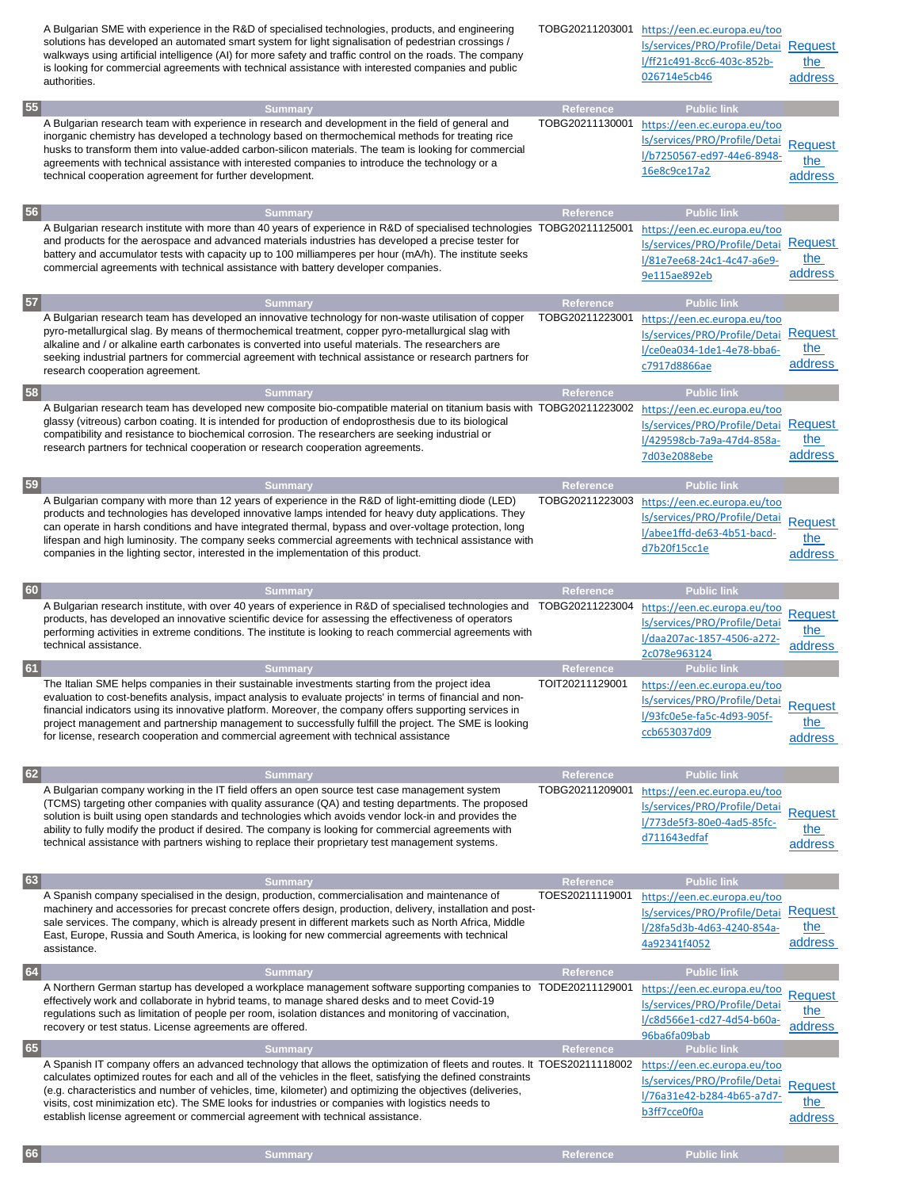| | Summary | Reference | Public link | |
|---|---|---|---|---|
| | A Bulgarian SME with experience in the R&D of specialised technologies, products, and engineering solutions has developed an automated smart system for light signalisation of pedestrian crossings / walkways using artificial intelligence (AI) for more safety and traffic control on the roads. The company is looking for commercial agreements with technical assistance with interested companies and public authorities. | TOBG20211203001 | https://een.ec.europa.eu/tools/services/PRO/Profile/Detail/ff21c491-8cc6-403c-852b-026714e5cb46 | Request the address |

| 55 | Summary | Reference | Public link | |
|---|---|---|---|---|
| | A Bulgarian research team with experience in research and development in the field of general and inorganic chemistry has developed a technology based on thermochemical methods for treating rice husks to transform them into value-added carbon-silicon materials. The team is looking for commercial agreements with technical assistance with interested companies to introduce the technology or a technical cooperation agreement for further development. | TOBG20211130001 | https://een.ec.europa.eu/tools/services/PRO/Profile/Detail/b7250567-ed97-44e6-8948-16e8c9ce17a2 | Request the address |

| 56 | Summary | Reference | Public link | |
|---|---|---|---|---|
| | A Bulgarian research institute with more than 40 years of experience in R&D of specialised technologies and products for the aerospace and advanced materials industries has developed a precise tester for battery and accumulator tests with capacity up to 100 milliamperes per hour (mA/h). The institute seeks commercial agreements with technical assistance with battery developer companies. | TOBG20211125001 | https://een.ec.europa.eu/tools/services/PRO/Profile/Detail/81e7ee68-24c1-4c47-a6e9-9e115ae892eb | Request the address |

| 57 | Summary | Reference | Public link | |
|---|---|---|---|---|
| | A Bulgarian research team has developed an innovative technology for non-waste utilisation of copper pyro-metallurgical slag. By means of thermochemical treatment, copper pyro-metallurgical slag with alkaline and / or alkaline earth carbonates is converted into useful materials. The researchers are seeking industrial partners for commercial agreement with technical assistance or research partners for research cooperation agreement. | TOBG20211223001 | https://een.ec.europa.eu/tools/services/PRO/Profile/Detail/ce0ea034-1de1-4e78-bba6-c7917d8866ae | Request the address |

| 58 | Summary | Reference | Public link | |
|---|---|---|---|---|
| | A Bulgarian research team has developed new composite bio-compatible material on titanium basis with glassy (vitreous) carbon coating. It is intended for production of endoprosthesis due to its biological compatibility and resistance to biochemical corrosion. The researchers are seeking industrial or research partners for technical cooperation or research cooperation agreements. | TOBG20211223002 | https://een.ec.europa.eu/tools/services/PRO/Profile/Detail/429598cb-7a9a-47d4-858a-7d03e2088ebe | Request the address |

| 59 | Summary | Reference | Public link | |
|---|---|---|---|---|
| | A Bulgarian company with more than 12 years of experience in the R&D of light-emitting diode (LED) products and technologies has developed innovative lamps intended for heavy duty applications. They can operate in harsh conditions and have integrated thermal, bypass and over-voltage protection, long lifespan and high luminosity. The company seeks commercial agreements with technical assistance with companies in the lighting sector, interested in the implementation of this product. | TOBG20211223003 | https://een.ec.europa.eu/tools/services/PRO/Profile/Detail/abee1ffd-de63-4b51-bacd-d7b20f15cc1e | Request the address |

| 60 | Summary | Reference | Public link | |
|---|---|---|---|---|
| | A Bulgarian research institute, with over 40 years of experience in R&D of specialised technologies and products, has developed an innovative scientific device for assessing the effectiveness of operators performing activities in extreme conditions. The institute is looking to reach commercial agreements with technical assistance. | TOBG20211223004 | https://een.ec.europa.eu/tools/services/PRO/Profile/Detail/daa207ac-1857-4506-a272-2c078e963124 | Request the address |

| 61 | Summary | Reference | Public link | |
|---|---|---|---|---|
| | The Italian SME helps companies in their sustainable investments starting from the project idea evaluation to cost-benefits analysis, impact analysis to evaluate projects' in terms of financial and non-financial indicators using its innovative platform. Moreover, the company offers supporting services in project management and partnership management to successfully fulfill the project. The SME is looking for license, research cooperation and commercial agreement with technical assistance | TOIT20211129001 | https://een.ec.europa.eu/tools/services/PRO/Profile/Detail/93fc0e5e-fa5c-4d93-905f-ccb653037d09 | Request the address |

| 62 | Summary | Reference | Public link | |
|---|---|---|---|---|
| | A Bulgarian company working in the IT field offers an open source test case management system (TCMS) targeting other companies with quality assurance (QA) and testing departments. The proposed solution is built using open standards and technologies which avoids vendor lock-in and provides the ability to fully modify the product if desired. The company is looking for commercial agreements with technical assistance with partners wishing to replace their proprietary test management systems. | TOBG20211209001 | https://een.ec.europa.eu/tools/services/PRO/Profile/Detail/773de5f3-80e0-4ad5-85fc-d711643edfaf | Request the address |

| 63 | Summary | Reference | Public link | |
|---|---|---|---|---|
| | A Spanish company specialised in the design, production, commercialisation and maintenance of machinery and accessories for precast concrete offers design, production, delivery, installation and post-sale services. The company, which is already present in different markets such as North Africa, Middle East, Europe, Russia and South America, is looking for new commercial agreements with technical assistance. | TOES20211119001 | https://een.ec.europa.eu/tools/services/PRO/Profile/Detail/28fa5d3b-4d63-4240-854a-4a92341f4052 | Request the address |

| 64 | Summary | Reference | Public link | |
|---|---|---|---|---|
| | A Northern German startup has developed a workplace management software supporting companies to effectively work and collaborate in hybrid teams, to manage shared desks and to meet Covid-19 regulations such as limitation of people per room, isolation distances and monitoring of vaccination, recovery or test status. License agreements are offered. | TODE20211129001 | https://een.ec.europa.eu/tools/services/PRO/Profile/Detail/c8d566e1-cd27-4d54-b60a-96ba6fa09bab | Request the address |

| 65 | Summary | Reference | Public link | |
|---|---|---|---|---|
| | A Spanish IT company offers an advanced technology that allows the optimization of fleets and routes. It calculates optimized routes for each and all of the vehicles in the fleet, satisfying the defined constraints (e.g. characteristics and number of vehicles, time, kilometer) and optimizing the objectives (deliveries, visits, cost minimization etc). The SME looks for industries or companies with logistics needs to establish license agreement or commercial agreement with technical assistance. | TOES20211118002 | https://een.ec.europa.eu/tools/services/PRO/Profile/Detail/76a31e42-b284-4b65-a7d7-b3ff7cce0f0a | Request the address |

| 66 | Summary | Reference | Public link | |
|---|---|---|---|---|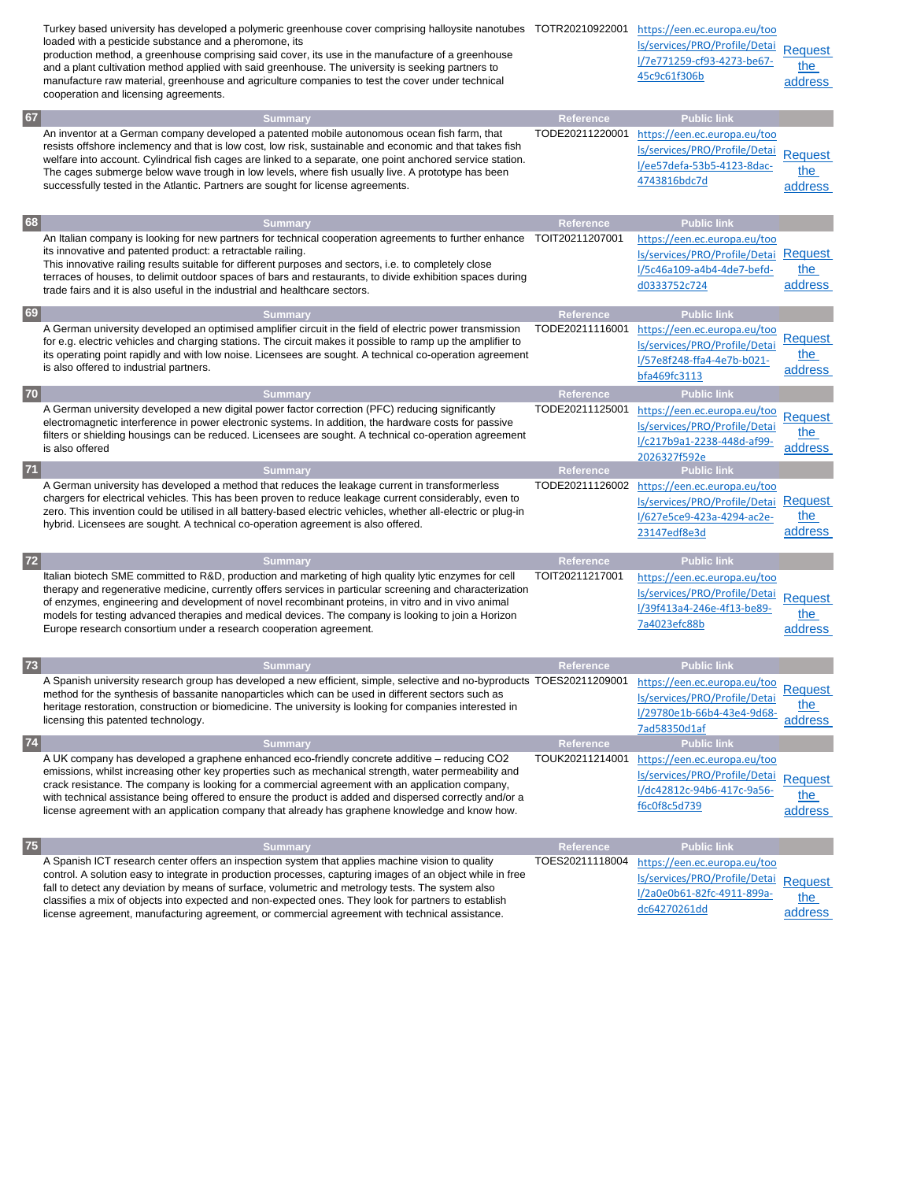| | Summary | Reference | Public link | |
|---|---|---|---|---|
| | Turkey based university has developed a polymeric greenhouse cover comprising halloysite nanotubes loaded with a pesticide substance and a pheromone, its production method, a greenhouse comprising said cover, its use in the manufacture of a greenhouse and a plant cultivation method applied with said greenhouse. The university is seeking partners to manufacture raw material, greenhouse and agriculture companies to test the cover under technical cooperation and licensing agreements. | TOTR20210922001 | https://een.ec.europa.eu/tools/services/PRO/Profile/Detail/7e771259-cf93-4273-be67-45c9c61f306b | Request the address |
| 67 | Summary | Reference | Public link | |
| | An inventor at a German company developed a patented mobile autonomous ocean fish farm, that resists offshore inclemency and that is low cost, low risk, sustainable and economic and that takes fish welfare into account. Cylindrical fish cages are linked to a separate, one point anchored service station. The cages submerge below wave trough in low levels, where fish usually live. A prototype has been successfully tested in the Atlantic. Partners are sought for license agreements. | TODE20211220001 | https://een.ec.europa.eu/tools/services/PRO/Profile/Detail/ee57defa-53b5-4123-8dac-4743816bdc7d | Request the address |
| 68 | Summary | Reference | Public link | |
| | An Italian company is looking for new partners for technical cooperation agreements to further enhance its innovative and patented product: a retractable railing. This innovative railing results suitable for different purposes and sectors, i.e. to completely close terraces of houses, to delimit outdoor spaces of bars and restaurants, to divide exhibition spaces during trade fairs and it is also useful in the industrial and healthcare sectors. | TOIT20211207001 | https://een.ec.europa.eu/tools/services/PRO/Profile/Detail/5c46a109-a4b4-4de7-befd-d0333752c724 | Request the address |
| 69 | Summary | Reference | Public link | |
| | A German university developed an optimised amplifier circuit in the field of electric power transmission for e.g. electric vehicles and charging stations. The circuit makes it possible to ramp up the amplifier to its operating point rapidly and with low noise. Licensees are sought. A technical co-operation agreement is also offered to industrial partners. | TODE20211116001 | https://een.ec.europa.eu/tools/services/PRO/Profile/Detail/57e8f248-ffa4-4e7b-b021-bfa469fc3113 | Request the address |
| 70 | Summary | Reference | Public link | |
| | A German university developed a new digital power factor correction (PFC) reducing significantly electromagnetic interference in power electronic systems. In addition, the hardware costs for passive filters or shielding housings can be reduced. Licensees are sought. A technical co-operation agreement is also offered | TODE20211125001 | https://een.ec.europa.eu/tools/services/PRO/Profile/Detail/c217b9a1-2238-448d-af99-2026327f592e | Request the address |
| 71 | Summary | Reference | Public link | |
| | A German university has developed a method that reduces the leakage current in transformerless chargers for electrical vehicles. This has been proven to reduce leakage current considerably, even to zero. This invention could be utilised in all battery-based electric vehicles, whether all-electric or plug-in hybrid. Licensees are sought. A technical co-operation agreement is also offered. | TODE20211126002 | https://een.ec.europa.eu/tools/services/PRO/Profile/Detail/627e5ce9-423a-4294-ac2e-23147edf8e3d | Request the address |
| 72 | Summary | Reference | Public link | |
| | Italian biotech SME committed to R&D, production and marketing of high quality lytic enzymes for cell therapy and regenerative medicine, currently offers services in particular screening and characterization of enzymes, engineering and development of novel recombinant proteins, in vitro and in vivo animal models for testing advanced therapies and medical devices. The company is looking to join a Horizon Europe research consortium under a research cooperation agreement. | TOIT20211217001 | https://een.ec.europa.eu/tools/services/PRO/Profile/Detail/39f413a4-246e-4f13-be89-7a4023efc88b | Request the address |
| 73 | Summary | Reference | Public link | |
| | A Spanish university research group has developed a new efficient, simple, selective and no-byproducts method for the synthesis of bassanite nanoparticles which can be used in different sectors such as heritage restoration, construction or biomedicine. The university is looking for companies interested in licensing this patented technology. | TOES20211209001 | https://een.ec.europa.eu/tools/services/PRO/Profile/Detail/29780e1b-66b4-43e4-9d68-7ad58350d1af | Request the address |
| 74 | Summary | Reference | Public link | |
| | A UK company has developed a graphene enhanced eco-friendly concrete additive – reducing CO2 emissions, whilst increasing other key properties such as mechanical strength, water permeability and crack resistance. The company is looking for a commercial agreement with an application company, with technical assistance being offered to ensure the product is added and dispersed correctly and/or a license agreement with an application company that already has graphene knowledge and know how. | TOUK20211214001 | https://een.ec.europa.eu/tools/services/PRO/Profile/Detail/dc42812c-94b6-417c-9a56-f6c0f8c5d739 | Request the address |
| 75 | Summary | Reference | Public link | |
| | A Spanish ICT research center offers an inspection system that applies machine vision to quality control. A solution easy to integrate in production processes, capturing images of an object while in free fall to detect any deviation by means of surface, volumetric and metrology tests. The system also classifies a mix of objects into expected and non-expected ones. They look for partners to establish license agreement, manufacturing agreement, or commercial agreement with technical assistance. | TOES20211118004 | https://een.ec.europa.eu/tools/services/PRO/Profile/Detail/2a0e0b61-82fc-4911-899a-dc64270261dd | Request the address |